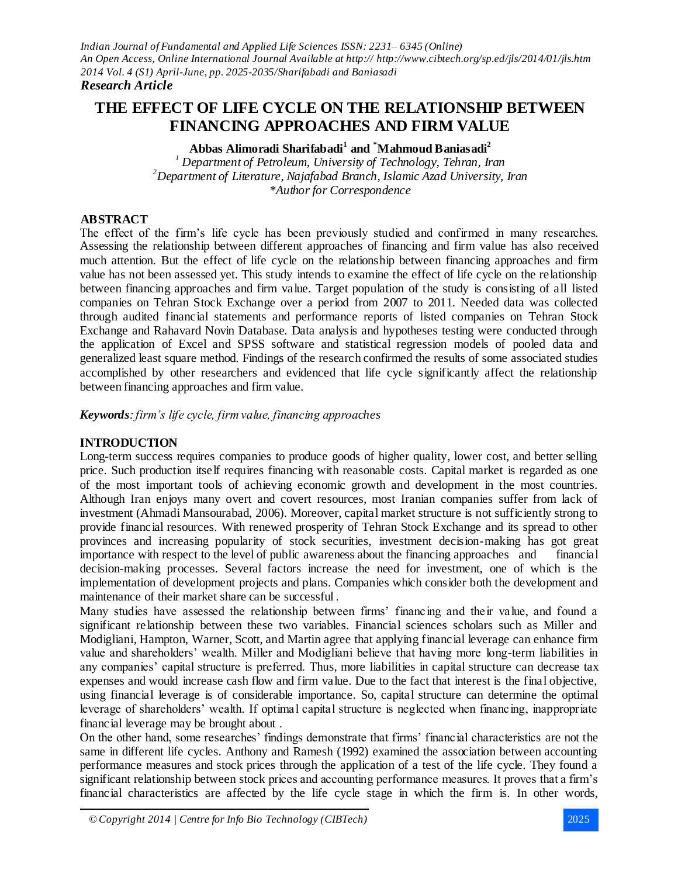*Research Article*

# THE EFFECT OF LIFE CYCLE ON THE RELATIONSHIP BETWEEN FINANCING APPROACHES AND FIRM VALUE

**Abbas Alimoradi Sharifabadi[1] and [*]Mahmoud Baniasadi[2]**

[1] *Department of Petroleum, University of Technology, Tehran, Iran*
[2] *Department of Literature, Najafabad Branch, Islamic Azad University, Iran*
*\*Author for Correspondence*

## ABSTRACT

The effect of the firm's life cycle has been previously studied and confirmed in many researches. Assessing the relationship between different approaches of financing and firm value has also received much attention. But the effect of life cycle on the relationship between financing approaches and firm value has not been assessed yet. This study intends to examine the effect of life cycle on the relationship between financing approaches and firm value. Target population of the study is consisting of all listed companies on Tehran Stock Exchange over a period from 2007 to 2011. Needed data was collected through audited financial statements and performance reports of listed companies on Tehran Stock Exchange and Rahavard Novin Database. Data analysis and hypotheses testing were conducted through the application of Excel and SPSS software and statistical regression models of pooled data and generalized least square method. Findings of the research confirmed the results of some associated studies accomplished by other researchers and evidenced that life cycle significantly affect the relationship between financing approaches and firm value.

***Keywords**: firm's life cycle, firm value, financing approaches*

## INTRODUCTION

Long-term success requires companies to produce goods of higher quality, lower cost, and better selling price. Such production itself requires financing with reasonable costs. Capital market is regarded as one of the most important tools of achieving economic growth and development in the most countries. Although Iran enjoys many overt and covert resources, most Iranian companies suffer from lack of investment (Ahmadi Mansourabad, 2006). Moreover, capital market structure is not sufficiently strong to provide financial resources. With renewed prosperity of Tehran Stock Exchange and its spread to other provinces and increasing popularity of stock securities, investment decision-making has got great importance with respect to the level of public awareness about the financing approaches and financial decision-making processes. Several factors increase the need for investment, one of which is the implementation of development projects and plans. Companies which consider both the development and maintenance of their market share can be successful.

Many studies have assessed the relationship between firms' financing and their value, and found a significant relationship between these two variables. Financial sciences scholars such as Miller and Modigliani, Hampton, Warner, Scott, and Martin agree that applying financial leverage can enhance firm value and shareholders' wealth. Miller and Modigliani believe that having more long-term liabilities in any companies' capital structure is preferred. Thus, more liabilities in capital structure can decrease tax expenses and would increase cash flow and firm value. Due to the fact that interest is the final objective, using financial leverage is of considerable importance. So, capital structure can determine the optimal leverage of shareholders' wealth. If optimal capital structure is neglected when financing, inappropriate financial leverage may be brought about.

On the other hand, some researches' findings demonstrate that firms' financial characteristics are not the same in different life cycles. Anthony and Ramesh (1992) examined the association between accounting performance measures and stock prices through the application of a test of the life cycle. They found a significant relationship between stock prices and accounting performance measures. It proves that a firm's financial characteristics are affected by the life cycle stage in which the firm is. In other words,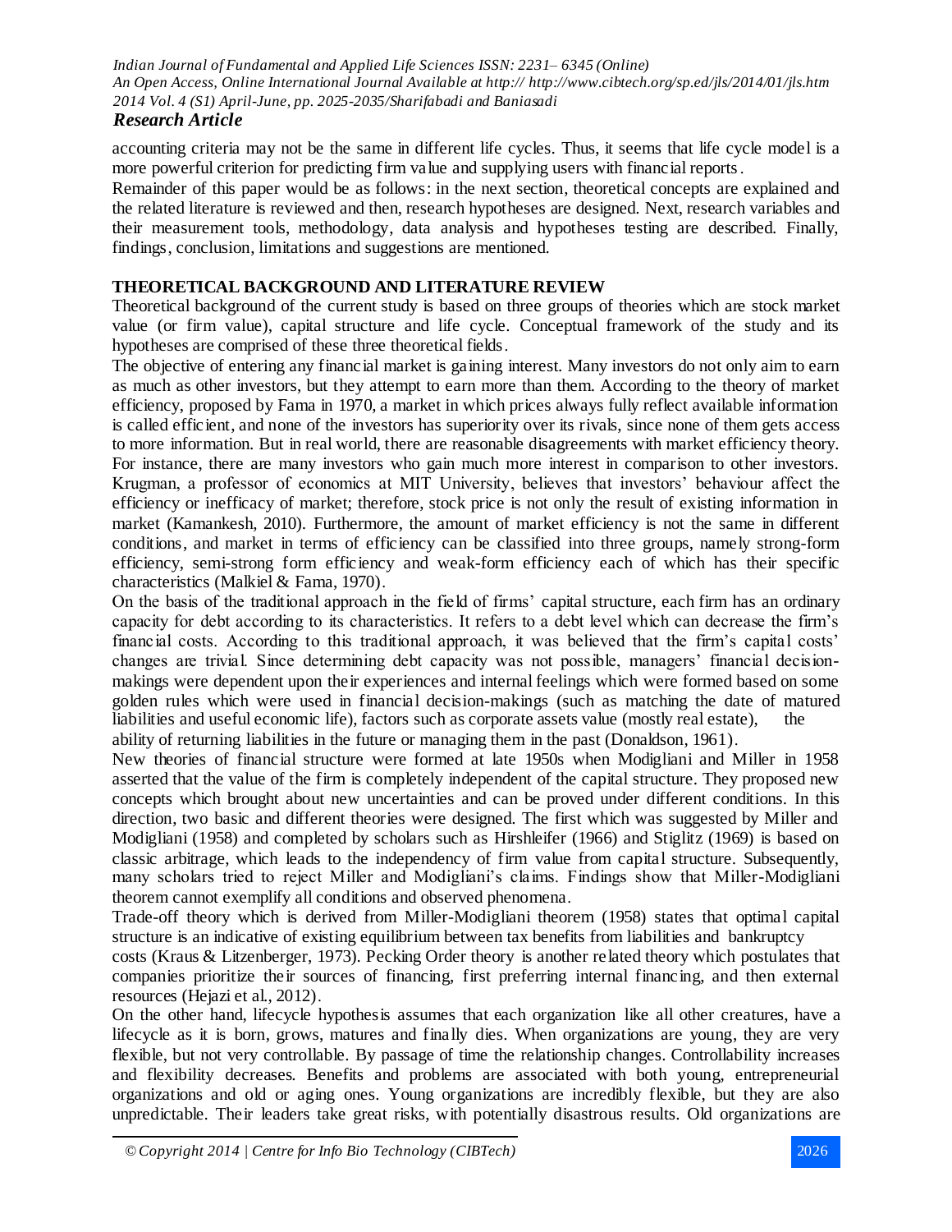accounting criteria may not be the same in different life cycles. Thus, it seems that life cycle model is a more powerful criterion for predicting firm value and supplying users with financial reports.

Remainder of this paper would be as follows: in the next section, theoretical concepts are explained and the related literature is reviewed and then, research hypotheses are designed. Next, research variables and their measurement tools, methodology, data analysis and hypotheses testing are described. Finally, findings, conclusion, limitations and suggestions are mentioned.

## THEORETICAL BACKGROUND AND LITERATURE REVIEW

Theoretical background of the current study is based on three groups of theories which are stock market value (or firm value), capital structure and life cycle. Conceptual framework of the study and its hypotheses are comprised of these three theoretical fields.

The objective of entering any financial market is gaining interest. Many investors do not only aim to earn as much as other investors, but they attempt to earn more than them. According to the theory of market efficiency, proposed by Fama in 1970, a market in which prices always fully reflect available information is called efficient, and none of the investors has superiority over its rivals, since none of them gets access to more information. But in real world, there are reasonable disagreements with market efficiency theory. For instance, there are many investors who gain much more interest in comparison to other investors. Krugman, a professor of economics at MIT University, believes that investors' behaviour affect the efficiency or inefficacy of market; therefore, stock price is not only the result of existing information in market (Kamankesh, 2010). Furthermore, the amount of market efficiency is not the same in different conditions, and market in terms of efficiency can be classified into three groups, namely strong-form efficiency, semi-strong form efficiency and weak-form efficiency each of which has their specific characteristics (Malkiel & Fama, 1970).

On the basis of the traditional approach in the field of firms' capital structure, each firm has an ordinary capacity for debt according to its characteristics. It refers to a debt level which can decrease the firm's financial costs. According to this traditional approach, it was believed that the firm's capital costs' changes are trivial. Since determining debt capacity was not possible, managers' financial decision-makings were dependent upon their experiences and internal feelings which were formed based on some golden rules which were used in financial decision-makings (such as matching the date of matured liabilities and useful economic life), factors such as corporate assets value (mostly real estate), the ability of returning liabilities in the future or managing them in the past (Donaldson, 1961).

New theories of financial structure were formed at late 1950s when Modigliani and Miller in 1958 asserted that the value of the firm is completely independent of the capital structure. They proposed new concepts which brought about new uncertainties and can be proved under different conditions. In this direction, two basic and different theories were designed. The first which was suggested by Miller and Modigliani (1958) and completed by scholars such as Hirshleifer (1966) and Stiglitz (1969) is based on classic arbitrage, which leads to the independency of firm value from capital structure. Subsequently, many scholars tried to reject Miller and Modigliani's claims. Findings show that Miller-Modigliani theorem cannot exemplify all conditions and observed phenomena.

Trade-off theory which is derived from Miller-Modigliani theorem (1958) states that optimal capital structure is an indicative of existing equilibrium between tax benefits from liabilities and bankruptcy costs (Kraus & Litzenberger, 1973). Pecking Order theory is another related theory which postulates that companies prioritize their sources of financing, first preferring internal financing, and then external resources (Hejazi et al., 2012).

On the other hand, lifecycle hypothesis assumes that each organization like all other creatures, have a lifecycle as it is born, grows, matures and finally dies. When organizations are young, they are very flexible, but not very controllable. By passage of time the relationship changes. Controllability increases and flexibility decreases. Benefits and problems are associated with both young, entrepreneurial organizations and old or aging ones. Young organizations are incredibly flexible, but they are also unpredictable. Their leaders take great risks, with potentially disastrous results. Old organizations are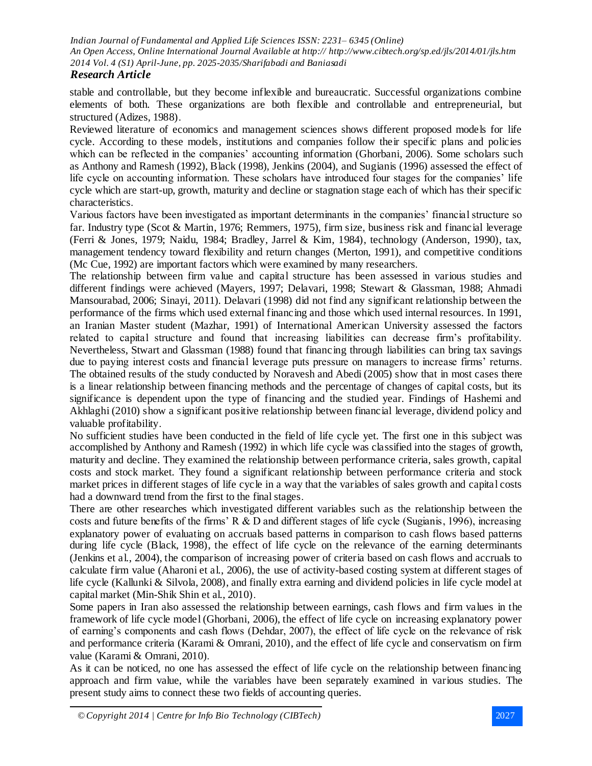stable and controllable, but they become inflexible and bureaucratic. Successful organizations combine elements of both. These organizations are both flexible and controllable and entrepreneurial, but structured (Adizes, 1988).

Reviewed literature of economics and management sciences shows different proposed models for life cycle. According to these models, institutions and companies follow their specific plans and policies which can be reflected in the companies' accounting information (Ghorbani, 2006). Some scholars such as Anthony and Ramesh (1992), Black (1998), Jenkins (2004), and Sugianis (1996) assessed the effect of life cycle on accounting information. These scholars have introduced four stages for the companies' life cycle which are start-up, growth, maturity and decline or stagnation stage each of which has their specific characteristics.

Various factors have been investigated as important determinants in the companies' financial structure so far. Industry type (Scot & Martin, 1976; Remmers, 1975), firm size, business risk and financial leverage (Ferri & Jones, 1979; Naidu, 1984; Bradley, Jarrel & Kim, 1984), technology (Anderson, 1990), tax, management tendency toward flexibility and return changes (Merton, 1991), and competitive conditions (Mc Cue, 1992) are important factors which were examined by many researchers.

The relationship between firm value and capital structure has been assessed in various studies and different findings were achieved (Mayers, 1997; Delavari, 1998; Stewart & Glassman, 1988; Ahmadi Mansourabad, 2006; Sinayi, 2011). Delavari (1998) did not find any significant relationship between the performance of the firms which used external financing and those which used internal resources. In 1991, an Iranian Master student (Mazhar, 1991) of International American University assessed the factors related to capital structure and found that increasing liabilities can decrease firm's profitability. Nevertheless, Stwart and Glassman (1988) found that financing through liabilities can bring tax savings due to paying interest costs and financial leverage puts pressure on managers to increase firms' returns. The obtained results of the study conducted by Noravesh and Abedi (2005) show that in most cases there is a linear relationship between financing methods and the percentage of changes of capital costs, but its significance is dependent upon the type of financing and the studied year. Findings of Hashemi and Akhlaghi (2010) show a significant positive relationship between financial leverage, dividend policy and valuable profitability.

No sufficient studies have been conducted in the field of life cycle yet. The first one in this subject was accomplished by Anthony and Ramesh (1992) in which life cycle was classified into the stages of growth, maturity and decline. They examined the relationship between performance criteria, sales growth, capital costs and stock market. They found a significant relationship between performance criteria and stock market prices in different stages of life cycle in a way that the variables of sales growth and capital costs had a downward trend from the first to the final stages.

There are other researches which investigated different variables such as the relationship between the costs and future benefits of the firms' R & D and different stages of life cycle (Sugianis, 1996), increasing explanatory power of evaluating on accruals based patterns in comparison to cash flows based patterns during life cycle (Black, 1998), the effect of life cycle on the relevance of the earning determinants (Jenkins et al., 2004), the comparison of increasing power of criteria based on cash flows and accruals to calculate firm value (Aharoni et al., 2006), the use of activity-based costing system at different stages of life cycle (Kallunki & Silvola, 2008), and finally extra earning and dividend policies in life cycle model at capital market (Min-Shik Shin et al., 2010).

Some papers in Iran also assessed the relationship between earnings, cash flows and firm values in the framework of life cycle model (Ghorbani, 2006), the effect of life cycle on increasing explanatory power of earning's components and cash flows (Dehdar, 2007), the effect of life cycle on the relevance of risk and performance criteria (Karami & Omrani, 2010), and the effect of life cycle and conservatism on firm value (Karami & Omrani, 2010).

As it can be noticed, no one has assessed the effect of life cycle on the relationship between financing approach and firm value, while the variables have been separately examined in various studies. The present study aims to connect these two fields of accounting queries.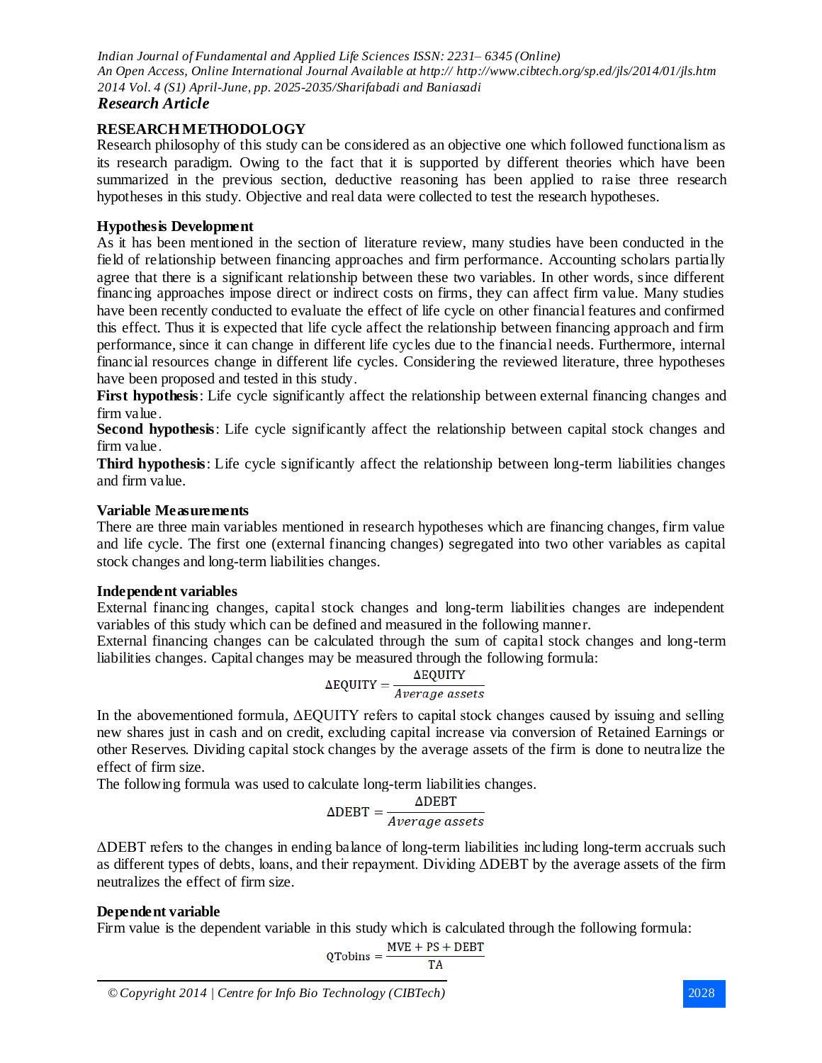## RESEARCH METHODOLOGY

Research philosophy of this study can be considered as an objective one which followed functionalism as its research paradigm. Owing to the fact that it is supported by different theories which have been summarized in the previous section, deductive reasoning has been applied to raise three research hypotheses in this study. Objective and real data were collected to test the research hypotheses.

### Hypothesis Development

As it has been mentioned in the section of literature review, many studies have been conducted in the field of relationship between financing approaches and firm performance. Accounting scholars partially agree that there is a significant relationship between these two variables. In other words, since different financing approaches impose direct or indirect costs on firms, they can affect firm value. Many studies have been recently conducted to evaluate the effect of life cycle on other financial features and confirmed this effect. Thus it is expected that life cycle affect the relationship between financing approach and firm performance, since it can change in different life cycles due to the financial needs. Furthermore, internal financial resources change in different life cycles. Considering the reviewed literature, three hypotheses have been proposed and tested in this study.

**First hypothesis**: Life cycle significantly affect the relationship between external financing changes and firm value.

**Second hypothesis**: Life cycle significantly affect the relationship between capital stock changes and firm value.

**Third hypothesis**: Life cycle significantly affect the relationship between long-term liabilities changes and firm value.

### Variable Measurements

There are three main variables mentioned in research hypotheses which are financing changes, firm value and life cycle. The first one (external financing changes) segregated into two other variables as capital stock changes and long-term liabilities changes.

### Independent variables

External financing changes, capital stock changes and long-term liabilities changes are independent variables of this study which can be defined and measured in the following manner.

External financing changes can be calculated through the sum of capital stock changes and long-term liabilities changes. Capital changes may be measured through the following formula:

$$\Delta \text{EQUITY} = \frac{\Delta \text{EQUITY}}{Average\ assets}$$

In the abovementioned formula, ΔEQUITY refers to capital stock changes caused by issuing and selling new shares just in cash and on credit, excluding capital increase via conversion of Retained Earnings or other Reserves. Dividing capital stock changes by the average assets of the firm is done to neutralize the effect of firm size.

The following formula was used to calculate long-term liabilities changes.

$$\Delta \text{DEBT} = \frac{\Delta \text{DEBT}}{Average\ assets}$$

ΔDEBT refers to the changes in ending balance of long-term liabilities including long-term accruals such as different types of debts, loans, and their repayment. Dividing ΔDEBT by the average assets of the firm neutralizes the effect of firm size.

### Dependent variable

Firm value is the dependent variable in this study which is calculated through the following formula:

$$\text{QTobins} = \frac{\text{MVE} + \text{PS} + \text{DEBT}}{\text{TA}}$$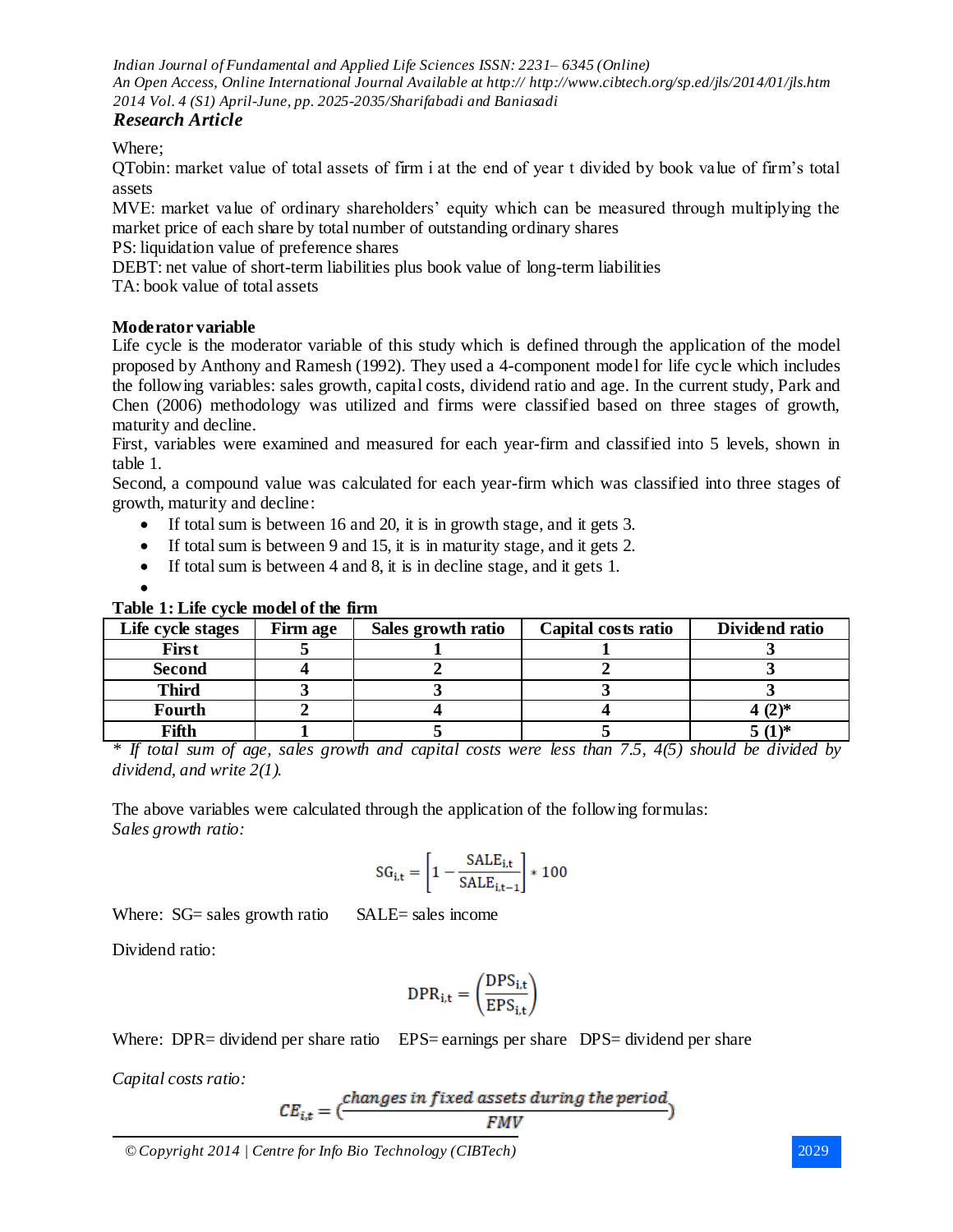Where;

QTobin: market value of total assets of firm i at the end of year t divided by book value of firm's total assets

MVE: market value of ordinary shareholders' equity which can be measured through multiplying the market price of each share by total number of outstanding ordinary shares

PS: liquidation value of preference shares

DEBT: net value of short-term liabilities plus book value of long-term liabilities

TA: book value of total assets

**Moderator variable**

Life cycle is the moderator variable of this study which is defined through the application of the model proposed by Anthony and Ramesh (1992). They used a 4-component model for life cycle which includes the following variables: sales growth, capital costs, dividend ratio and age. In the current study, Park and Chen (2006) methodology was utilized and firms were classified based on three stages of growth, maturity and decline.

First, variables were examined and measured for each year-firm and classified into 5 levels, shown in table 1.

Second, a compound value was calculated for each year-firm which was classified into three stages of growth, maturity and decline:

- If total sum is between 16 and 20, it is in growth stage, and it gets 3.
- If total sum is between 9 and 15, it is in maturity stage, and it gets 2.
- If total sum is between 4 and 8, it is in decline stage, and it gets 1.

**Table 1: Life cycle model of the firm**

| Life cycle stages | Firm age | Sales growth ratio | Capital costs ratio | Dividend ratio |
|---|---|---|---|---|
| **First** | **5** | **1** | **1** | **3** |
| **Second** | **4** | **2** | **2** | **3** |
| **Third** | **3** | **3** | **3** | **3** |
| **Fourth** | **2** | **4** | **4** | **4 (2)*** |
| **Fifth** | **1** | **5** | **5** | **5 (1)*** |

*\* If total sum of age, sales growth and capital costs were less than 7.5, 4(5) should be divided by dividend, and write 2(1).*

The above variables were calculated through the application of the following formulas:

*Sales growth ratio:*

$$SG_{i,t} = \left[1 - \frac{SALE_{i,t}}{SALE_{i,t-1}}\right] * 100$$

Where: SG= sales growth ratio  SALE= sales income

Dividend ratio:

$$DPR_{i,t} = \left(\frac{DPS_{i,t}}{EPS_{i,t}}\right)$$

Where: DPR= dividend per share ratio  EPS= earnings per share  DPS= dividend per share

*Capital costs ratio:*

$$CE_{i,t} = \left(\frac{changes\ in\ fixed\ assets\ during\ the\ period}{FMV}\right)$$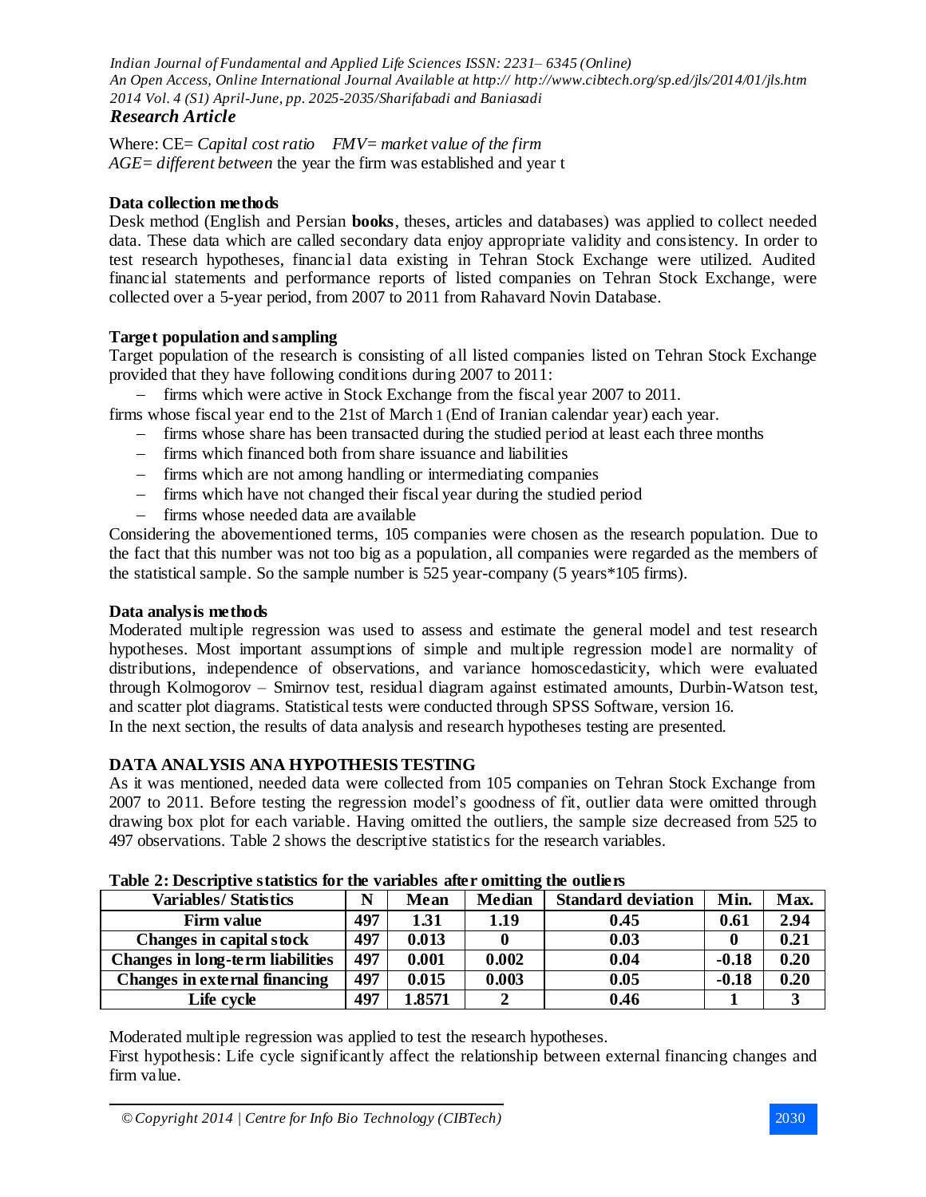*Research Article*

Where: CE= *Capital cost ratio* *FMV= market value of the firm*
*AGE= different between* the year the firm was established and year t

**Data collection methods**

Desk method (English and Persian **books**, theses, articles and databases) was applied to collect needed data. These data which are called secondary data enjoy appropriate validity and consistency. In order to test research hypotheses, financial data existing in Tehran Stock Exchange were utilized. Audited financial statements and performance reports of listed companies on Tehran Stock Exchange, were collected over a 5-year period, from 2007 to 2011 from Rahavard Novin Database.

**Target population and sampling**

Target population of the research is consisting of all listed companies listed on Tehran Stock Exchange provided that they have following conditions during 2007 to 2011:

- firms which were active in Stock Exchange from the fiscal year 2007 to 2011.

firms whose fiscal year end to the 21st of March 1 (End of Iranian calendar year) each year.

- firms whose share has been transacted during the studied period at least each three months
- firms which financed both from share issuance and liabilities
- firms which are not among handling or intermediating companies
- firms which have not changed their fiscal year during the studied period
- firms whose needed data are available

Considering the abovementioned terms, 105 companies were chosen as the research population. Due to the fact that this number was not too big as a population, all companies were regarded as the members of the statistical sample. So the sample number is 525 year-company (5 years*105 firms).

**Data analysis methods**

Moderated multiple regression was used to assess and estimate the general model and test research hypotheses. Most important assumptions of simple and multiple regression model are normality of distributions, independence of observations, and variance homoscedasticity, which were evaluated through Kolmogorov – Smirnov test, residual diagram against estimated amounts, Durbin-Watson test, and scatter plot diagrams. Statistical tests were conducted through SPSS Software, version 16.
In the next section, the results of data analysis and research hypotheses testing are presented.

**DATA ANALYSIS ANA HYPOTHESIS TESTING**

As it was mentioned, needed data were collected from 105 companies on Tehran Stock Exchange from 2007 to 2011. Before testing the regression model's goodness of fit, outlier data were omitted through drawing box plot for each variable. Having omitted the outliers, the sample size decreased from 525 to 497 observations. Table 2 shows the descriptive statistics for the research variables.

**Table 2: Descriptive statistics for the variables after omitting the outliers**

| Variables/ Statistics | N | Mean | Median | Standard deviation | Min. | Max. |
|---|---|---|---|---|---|---|
| **Firm value** | 497 | 1.31 | 1.19 | 0.45 | 0.61 | 2.94 |
| **Changes in capital stock** | 497 | 0.013 | 0 | 0.03 | 0 | 0.21 |
| **Changes in long-term liabilities** | 497 | 0.001 | 0.002 | 0.04 | -0.18 | 0.20 |
| **Changes in external financing** | 497 | 0.015 | 0.003 | 0.05 | -0.18 | 0.20 |
| **Life cycle** | 497 | 1.8571 | 2 | 0.46 | 1 | 3 |

Moderated multiple regression was applied to test the research hypotheses.
First hypothesis: Life cycle significantly affect the relationship between external financing changes and firm value.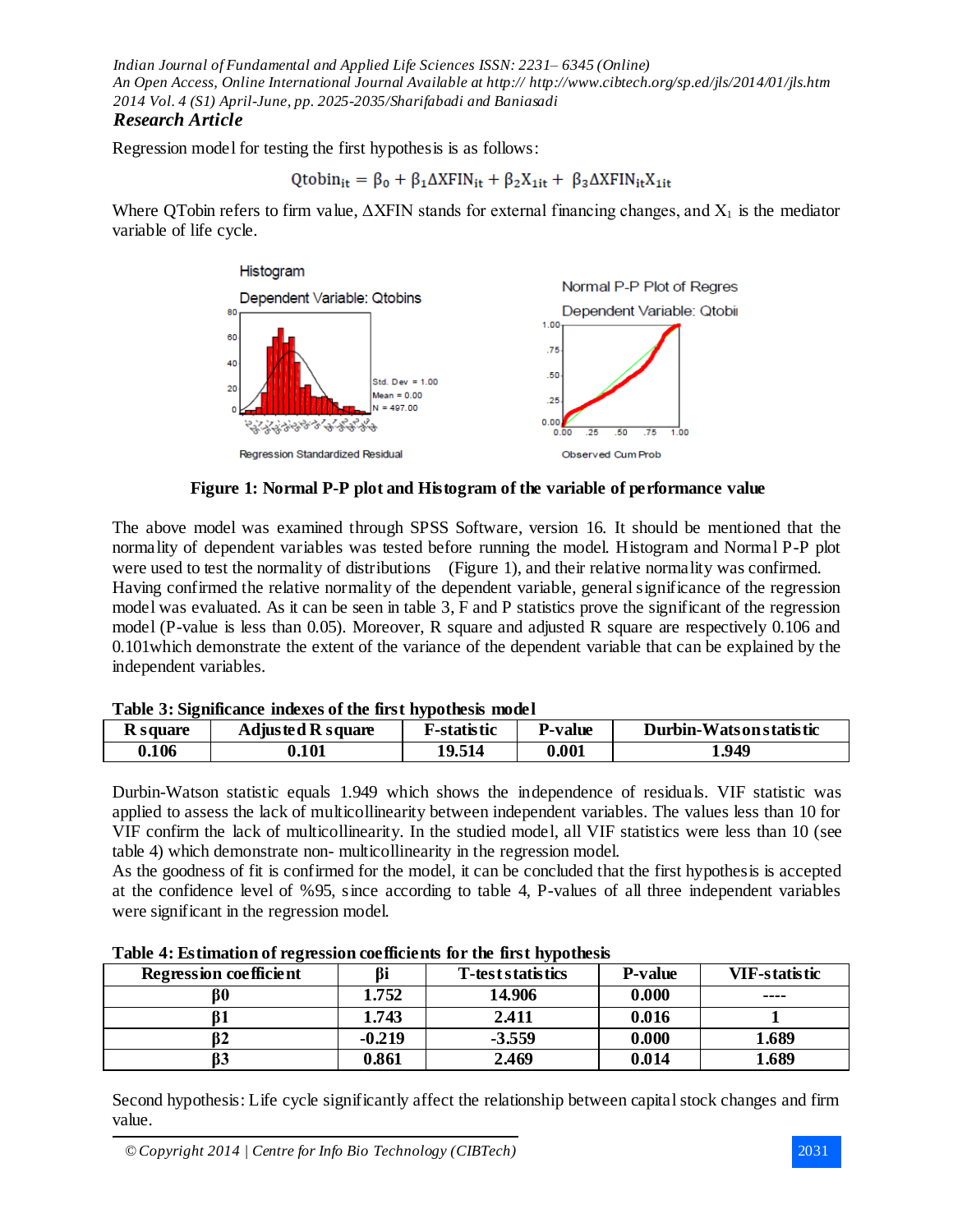Regression model for testing the first hypothesis is as follows:

$$\text{Qtobin}_{it} = \beta_0 + \beta_1 \Delta\text{XFIN}_{it} + \beta_2 X_{1it} + \beta_3 \Delta\text{XFIN}_{it} X_{1it}$$

Where QTobin refers to firm value, ΔXFIN stands for external financing changes, and $X_1$ is the mediator variable of life cycle.

**Figure 1: Normal P-P plot and Histogram of the variable of performance value**

The above model was examined through SPSS Software, version 16. It should be mentioned that the normality of dependent variables was tested before running the model. Histogram and Normal P-P plot were used to test the normality of distributions (Figure 1), and their relative normality was confirmed. Having confirmed the relative normality of the dependent variable, general significance of the regression model was evaluated. As it can be seen in table 3, F and P statistics prove the significant of the regression model (P-value is less than 0.05). Moreover, R square and adjusted R square are respectively 0.106 and 0.101which demonstrate the extent of the variance of the dependent variable that can be explained by the independent variables.

**Table 3: Significance indexes of the first hypothesis model**

| R square | Adjusted R square | F-statistic | P-value | Durbin-Watson statistic |
|---|---|---|---|---|
| 0.106 | 0.101 | 19.514 | 0.001 | 1.949 |

Durbin-Watson statistic equals 1.949 which shows the independence of residuals. VIF statistic was applied to assess the lack of multicollinearity between independent variables. The values less than 10 for VIF confirm the lack of multicollinearity. In the studied model, all VIF statistics were less than 10 (see table 4) which demonstrate non- multicollinearity in the regression model.
As the goodness of fit is confirmed for the model, it can be concluded that the first hypothesis is accepted at the confidence level of %95, since according to table 4, P-values of all three independent variables were significant in the regression model.

**Table 4: Estimation of regression coefficients for the first hypothesis**

| Regression coefficient | βi | T-test statistics | P-value | VIF-statistic |
|---|---|---|---|---|
| β0 | 1.752 | 14.906 | 0.000 | ---- |
| β1 | 1.743 | 2.411 | 0.016 | 1 |
| β2 | -0.219 | -3.559 | 0.000 | 1.689 |
| β3 | 0.861 | 2.469 | 0.014 | 1.689 |

Second hypothesis: Life cycle significantly affect the relationship between capital stock changes and firm value.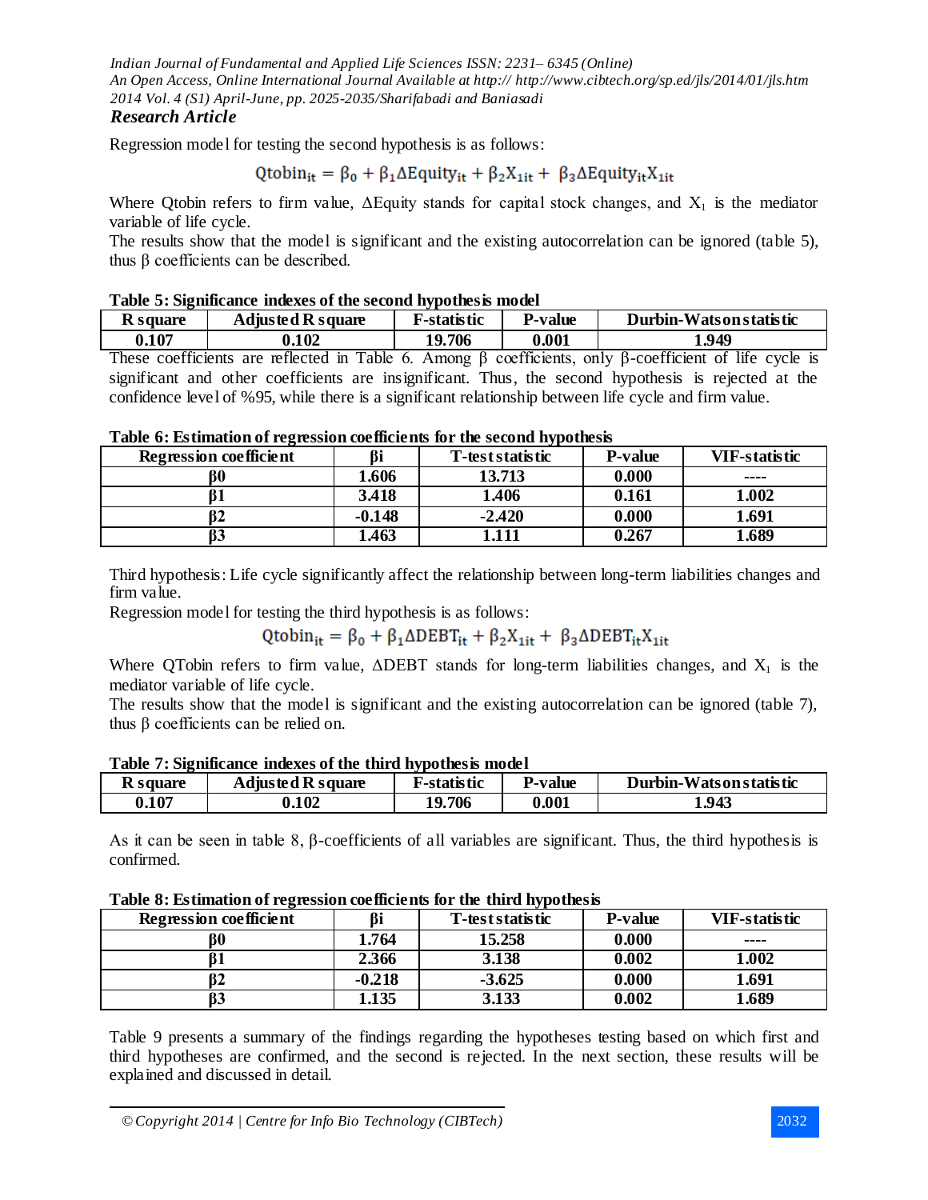Regression model for testing the second hypothesis is as follows:

$$Qtobin_{it} = \beta_0 + \beta_1 \Delta Equity_{it} + \beta_2 X_{1it} + \beta_3 \Delta Equity_{it} X_{1it}$$

Where Qtobin refers to firm value, ΔEquity stands for capital stock changes, and $X_1$ is the mediator variable of life cycle.

The results show that the model is significant and the existing autocorrelation can be ignored (table 5), thus β coefficients can be described.

**Table 5: Significance indexes of the second hypothesis model**

| R square | Adjusted R square | F-statistic | P-value | Durbin-Watson statistic |
|---|---|---|---|---|
| 0.107 | 0.102 | 19.706 | 0.001 | 1.949 |

These coefficients are reflected in Table 6. Among β coefficients, only β-coefficient of life cycle is significant and other coefficients are insignificant. Thus, the second hypothesis is rejected at the confidence level of %95, while there is a significant relationship between life cycle and firm value.

**Table 6: Estimation of regression coefficients for the second hypothesis**

| Regression coefficient | βi | T-test statistic | P-value | VIF-statistic |
|---|---|---|---|---|
| β0 | 1.606 | 13.713 | 0.000 | ---- |
| β1 | 3.418 | 1.406 | 0.161 | 1.002 |
| β2 | -0.148 | -2.420 | 0.000 | 1.691 |
| β3 | 1.463 | 1.111 | 0.267 | 1.689 |

Third hypothesis: Life cycle significantly affect the relationship between long-term liabilities changes and firm value.

Regression model for testing the third hypothesis is as follows:

$$Qtobin_{it} = \beta_0 + \beta_1 \Delta DEBT_{it} + \beta_2 X_{1it} + \beta_3 \Delta DEBT_{it} X_{1it}$$

Where QTobin refers to firm value, ΔDEBT stands for long-term liabilities changes, and $X_1$ is the mediator variable of life cycle.

The results show that the model is significant and the existing autocorrelation can be ignored (table 7), thus β coefficients can be relied on.

**Table 7: Significance indexes of the third hypothesis model**

| R square | Adjusted R square | F-statistic | P-value | Durbin-Watson statistic |
|---|---|---|---|---|
| 0.107 | 0.102 | 19.706 | 0.001 | 1.943 |

As it can be seen in table 8, β-coefficients of all variables are significant. Thus, the third hypothesis is confirmed.

**Table 8: Estimation of regression coefficients for the third hypothesis**

| Regression coefficient | βi | T-test statistic | P-value | VIF-statistic |
|---|---|---|---|---|
| β0 | 1.764 | 15.258 | 0.000 | ---- |
| β1 | 2.366 | 3.138 | 0.002 | 1.002 |
| β2 | -0.218 | -3.625 | 0.000 | 1.691 |
| β3 | 1.135 | 3.133 | 0.002 | 1.689 |

Table 9 presents a summary of the findings regarding the hypotheses testing based on which first and third hypotheses are confirmed, and the second is rejected. In the next section, these results will be explained and discussed in detail.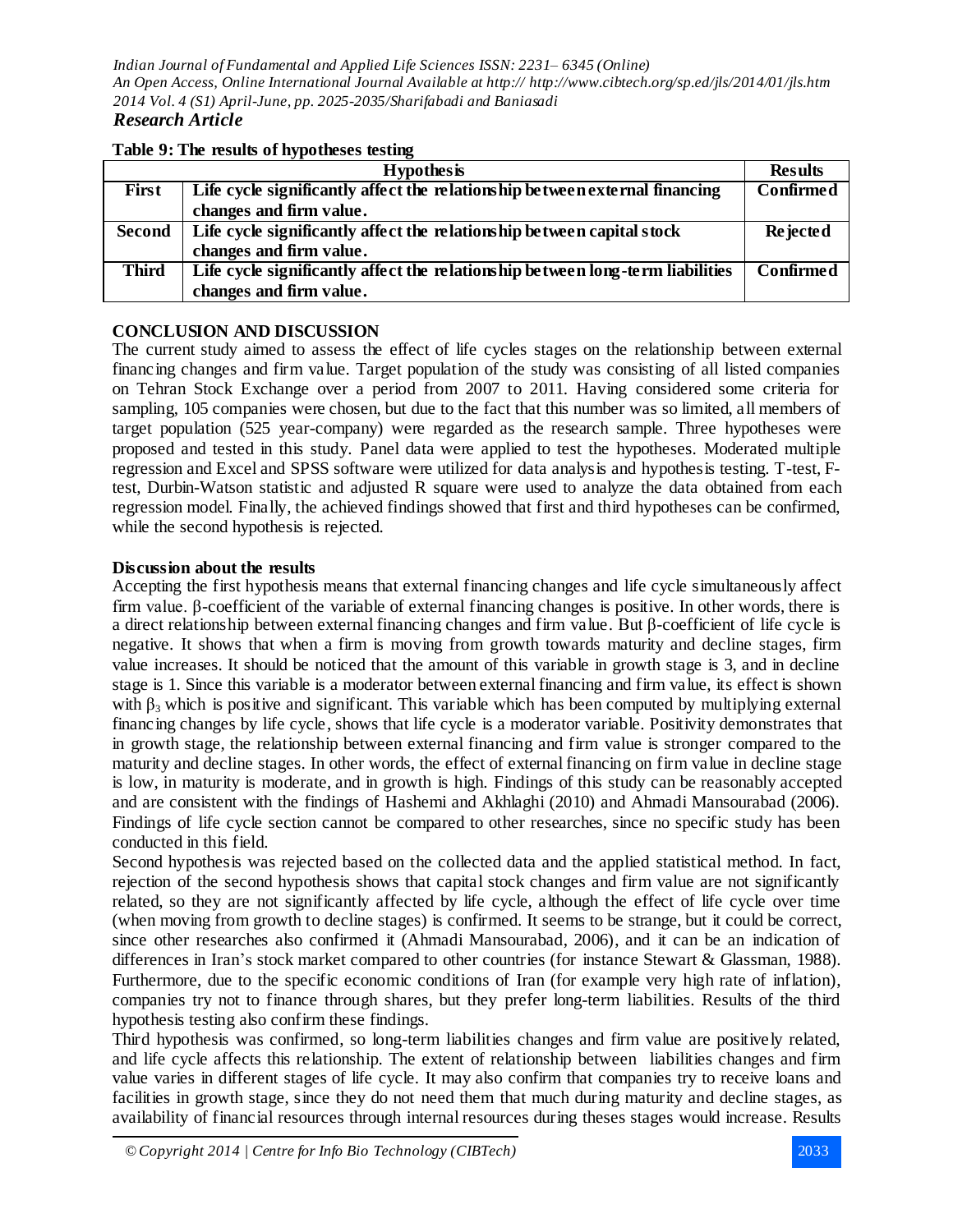*Research Article*

**Table 9: The results of hypotheses testing**

| | Hypothesis | Results |
|---|---|---|
| **First** | **Life cycle significantly affect the relationship between external financing changes and firm value.** | **Confirmed** |
| **Second** | **Life cycle significantly affect the relationship between capital stock changes and firm value.** | **Rejected** |
| **Third** | **Life cycle significantly affect the relationship between long-term liabilities changes and firm value.** | **Confirmed** |

## CONCLUSION AND DISCUSSION

The current study aimed to assess the effect of life cycles stages on the relationship between external financing changes and firm value. Target population of the study was consisting of all listed companies on Tehran Stock Exchange over a period from 2007 to 2011. Having considered some criteria for sampling, 105 companies were chosen, but due to the fact that this number was so limited, all members of target population (525 year-company) were regarded as the research sample. Three hypotheses were proposed and tested in this study. Panel data were applied to test the hypotheses. Moderated multiple regression and Excel and SPSS software were utilized for data analysis and hypothesis testing. T-test, F-test, Durbin-Watson statistic and adjusted R square were used to analyze the data obtained from each regression model. Finally, the achieved findings showed that first and third hypotheses can be confirmed, while the second hypothesis is rejected.

### Discussion about the results

Accepting the first hypothesis means that external financing changes and life cycle simultaneously affect firm value. β-coefficient of the variable of external financing changes is positive. In other words, there is a direct relationship between external financing changes and firm value. But β-coefficient of life cycle is negative. It shows that when a firm is moving from growth towards maturity and decline stages, firm value increases. It should be noticed that the amount of this variable in growth stage is 3, and in decline stage is 1. Since this variable is a moderator between external financing and firm value, its effect is shown with $\beta_3$ which is positive and significant. This variable which has been computed by multiplying external financing changes by life cycle, shows that life cycle is a moderator variable. Positivity demonstrates that in growth stage, the relationship between external financing and firm value is stronger compared to the maturity and decline stages. In other words, the effect of external financing on firm value in decline stage is low, in maturity is moderate, and in growth is high. Findings of this study can be reasonably accepted and are consistent with the findings of Hashemi and Akhlaghi (2010) and Ahmadi Mansourabad (2006). Findings of life cycle section cannot be compared to other researches, since no specific study has been conducted in this field.

Second hypothesis was rejected based on the collected data and the applied statistical method. In fact, rejection of the second hypothesis shows that capital stock changes and firm value are not significantly related, so they are not significantly affected by life cycle, although the effect of life cycle over time (when moving from growth to decline stages) is confirmed. It seems to be strange, but it could be correct, since other researches also confirmed it (Ahmadi Mansourabad, 2006), and it can be an indication of differences in Iran's stock market compared to other countries (for instance Stewart & Glassman, 1988). Furthermore, due to the specific economic conditions of Iran (for example very high rate of inflation), companies try not to finance through shares, but they prefer long-term liabilities. Results of the third hypothesis testing also confirm these findings.

Third hypothesis was confirmed, so long-term liabilities changes and firm value are positively related, and life cycle affects this relationship. The extent of relationship between liabilities changes and firm value varies in different stages of life cycle. It may also confirm that companies try to receive loans and facilities in growth stage, since they do not need them that much during maturity and decline stages, as availability of financial resources through internal resources during theses stages would increase. Results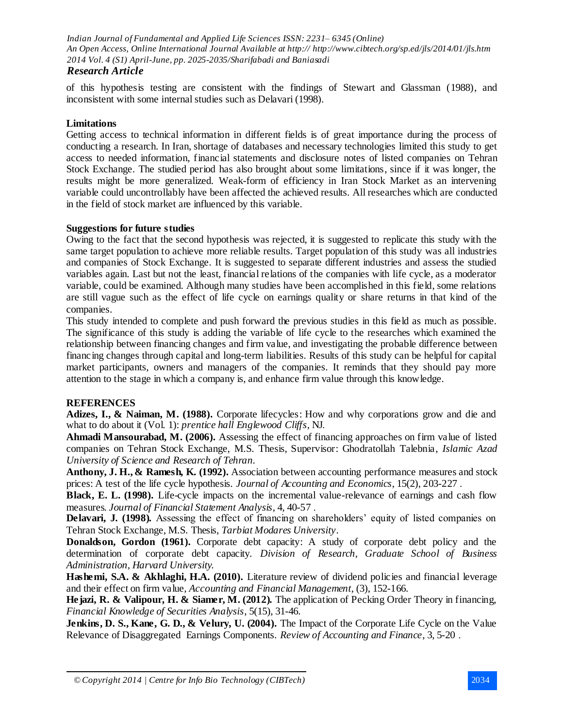of this hypothesis testing are consistent with the findings of Stewart and Glassman (1988), and inconsistent with some internal studies such as Delavari (1998).

### Limitations

Getting access to technical information in different fields is of great importance during the process of conducting a research. In Iran, shortage of databases and necessary technologies limited this study to get access to needed information, financial statements and disclosure notes of listed companies on Tehran Stock Exchange. The studied period has also brought about some limitations, since if it was longer, the results might be more generalized. Weak-form of efficiency in Iran Stock Market as an intervening variable could uncontrollably have been affected the achieved results. All researches which are conducted in the field of stock market are influenced by this variable.

### Suggestions for future studies

Owing to the fact that the second hypothesis was rejected, it is suggested to replicate this study with the same target population to achieve more reliable results. Target population of this study was all industries and companies of Stock Exchange. It is suggested to separate different industries and assess the studied variables again. Last but not the least, financial relations of the companies with life cycle, as a moderator variable, could be examined. Although many studies have been accomplished in this field, some relations are still vague such as the effect of life cycle on earnings quality or share returns in that kind of the companies.

This study intended to complete and push forward the previous studies in this field as much as possible. The significance of this study is adding the variable of life cycle to the researches which examined the relationship between financing changes and firm value, and investigating the probable difference between financing changes through capital and long-term liabilities. Results of this study can be helpful for capital market participants, owners and managers of the companies. It reminds that they should pay more attention to the stage in which a company is, and enhance firm value through this knowledge.

## REFERENCES

**Adizes, I., & Naiman, M. (1988).** Corporate lifecycles: How and why corporations grow and die and what to do about it (Vol. 1): *prentice hall Englewood Cliffs*, NJ.

**Ahmadi Mansourabad, M. (2006).** Assessing the effect of financing approaches on firm value of listed companies on Tehran Stock Exchange, M.S. Thesis, Supervisor: Ghodratollah Talebnia, *Islamic Azad University of Science and Research of Tehran*.

**Anthony, J. H., & Ramesh, K. (1992).** Association between accounting performance measures and stock prices: A test of the life cycle hypothesis. *Journal of Accounting and Economics*, 15(2), 203-227 .

**Black, E. L. (1998).** Life-cycle impacts on the incremental value-relevance of earnings and cash flow measures. *Journal of Financial Statement Analysis*, 4, 40-57 .

**Delavari, J. (1998).** Assessing the effect of financing on shareholders' equity of listed companies on Tehran Stock Exchange, M.S. Thesis, *Tarbiat Modares University*.

**Donaldson, Gordon (1961).** Corporate debt capacity: A study of corporate debt policy and the determination of corporate debt capacity. *Division of Research, Graduate School of Business Administration, Harvard University.*

**Hashemi, S.A. & Akhlaghi, H.A. (2010).** Literature review of dividend policies and financial leverage and their effect on firm value, *Accounting and Financial Management*, (3), 152-166.

**Hejazi, R. & Valipour, H. & Siamer, M. (2012).** The application of Pecking Order Theory in financing, *Financial Knowledge of Securities Analysis*, 5(15), 31-46.

**Jenkins, D. S., Kane, G. D., & Velury, U. (2004).** The Impact of the Corporate Life Cycle on the Value Relevance of Disaggregated Earnings Components. *Review of Accounting and Finance*, 3, 5-20 .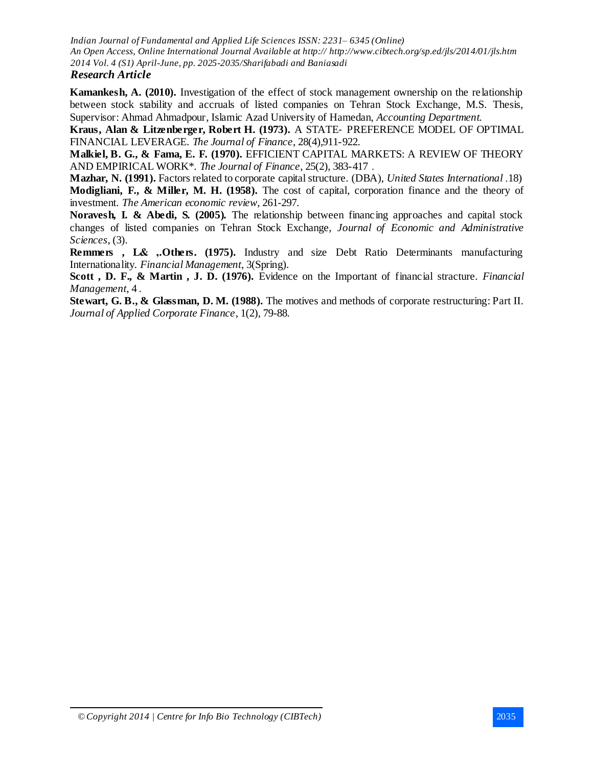**Kamankesh, A. (2010).** Investigation of the effect of stock management ownership on the relationship between stock stability and accruals of listed companies on Tehran Stock Exchange, M.S. Thesis, Supervisor: Ahmad Ahmadpour, Islamic Azad University of Hamedan, *Accounting Department.*

**Kraus, Alan & Litzenberger, Robert H. (1973).** A STATE- PREFERENCE MODEL OF OPTIMAL FINANCIAL LEVERAGE. *The Journal of Finance*, 28(4),911-922.

**Malkiel, B. G., & Fama, E. F. (1970).** EFFICIENT CAPITAL MARKETS: A REVIEW OF THEORY AND EMPIRICAL WORK*. *The Journal of Finance*, 25(2), 383-417 .

**Mazhar, N. (1991).** Factors related to corporate capital structure. (DBA), *United States International* .18)

**Modigliani, F., & Miller, M. H. (1958).** The cost of capital, corporation finance and the theory of investment. *The American economic review*, 261-297.

**Noravesh, I. & Abedi, S. (2005).** The relationship between financing approaches and capital stock changes of listed companies on Tehran Stock Exchange, *Journal of Economic and Administrative Sciences*, (3).

**Remmers , L& ,.Others. (1975).** Industry and size Debt Ratio Determinants manufacturing Internationality. *Financial Management*, 3(Spring).

**Scott , D. F., & Martin , J. D. (1976).** Evidence on the Important of financial stracture. *Financial Management*, 4 .

**Stewart, G. B., & Glassman, D. M. (1988).** The motives and methods of corporate restructuring: Part II. *Journal of Applied Corporate Finance*, 1(2), 79-88.